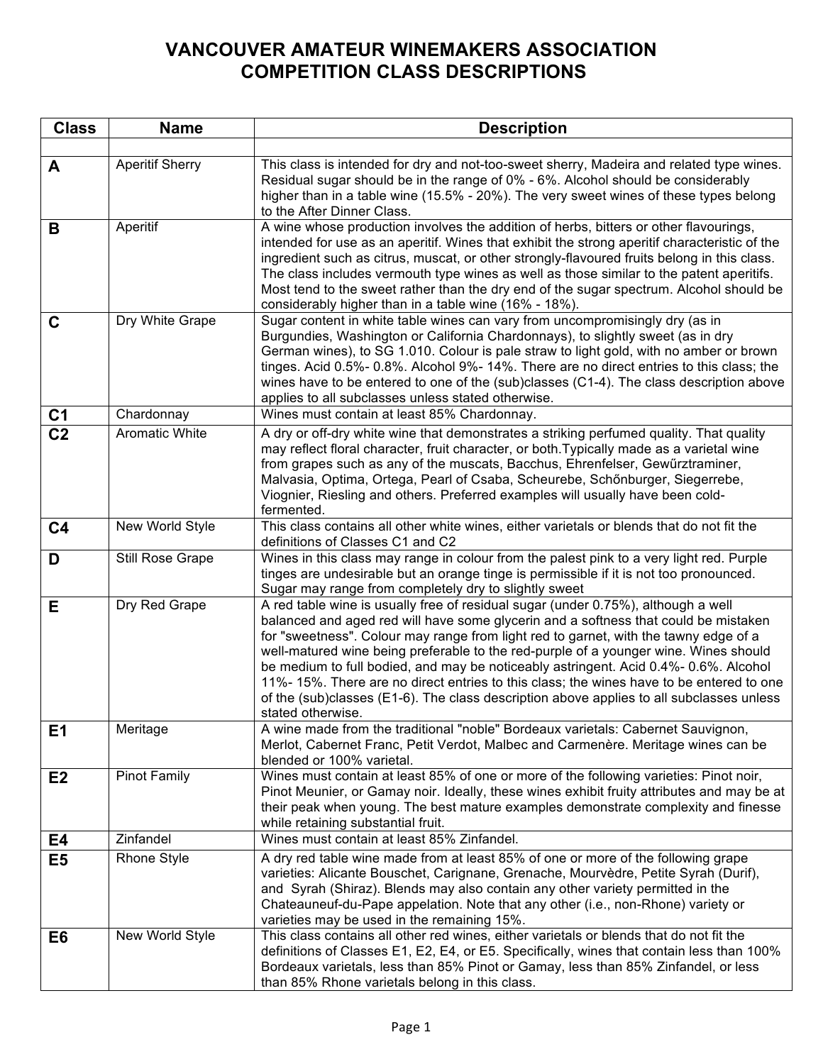# VANCOUVER AMATEUR WINEMAKERS ASSOCIATION
# COMPETITION CLASS DESCRIPTIONS

| Class | Name | Description |
|---|---|---|
| | | |
| **A** | Aperitif Sherry | This class is intended for dry and not-too-sweet sherry, Madeira and related type wines. Residual sugar should be in the range of 0% - 6%. Alcohol should be considerably higher than in a table wine (15.5% - 20%). The very sweet wines of these types belong to the After Dinner Class. |
| **B** | Aperitif | A wine whose production involves the addition of herbs, bitters or other flavourings, intended for use as an aperitif. Wines that exhibit the strong aperitif characteristic of the ingredient such as citrus, muscat, or other strongly-flavoured fruits belong in this class. The class includes vermouth type wines as well as those similar to the patent aperitifs. Most tend to the sweet rather than the dry end of the sugar spectrum. Alcohol should be considerably higher than in a table wine (16% - 18%). |
| **C** | Dry White Grape | Sugar content in white table wines can vary from uncompromisingly dry (as in Burgundies, Washington or California Chardonnays), to slightly sweet (as in dry German wines), to SG 1.010. Colour is pale straw to light gold, with no amber or brown tinges. Acid 0.5%- 0.8%. Alcohol 9%- 14%. There are no direct entries to this class; the wines have to be entered to one of the (sub)classes (C1-4). The class description above applies to all subclasses unless stated otherwise. |
| **C1** | Chardonnay | Wines must contain at least 85% Chardonnay. |
| **C2** | Aromatic White | A dry or off-dry white wine that demonstrates a striking perfumed quality. That quality may reflect floral character, fruit character, or both.Typically made as a varietal wine from grapes such as any of the muscats, Bacchus, Ehrenfelser, Gewűrztraminer, Malvasia, Optima, Ortega, Pearl of Csaba, Scheurebe, Schőnburger, Siegerrebe, Viognier, Riesling and others. Preferred examples will usually have been cold-fermented. |
| **C4** | New World Style | This class contains all other white wines, either varietals or blends that do not fit the definitions of Classes C1 and C2 |
| **D** | Still Rose Grape | Wines in this class may range in colour from the palest pink to a very light red. Purple tinges are undesirable but an orange tinge is permissible if it is not too pronounced. Sugar may range from completely dry to slightly sweet |
| **E** | Dry Red Grape | A red table wine is usually free of residual sugar (under 0.75%), although a well balanced and aged red will have some glycerin and a softness that could be mistaken for "sweetness". Colour may range from light red to garnet, with the tawny edge of a well-matured wine being preferable to the red-purple of a younger wine. Wines should be medium to full bodied, and may be noticeably astringent. Acid 0.4%- 0.6%. Alcohol 11%- 15%. There are no direct entries to this class; the wines have to be entered to one of the (sub)classes (E1-6). The class description above applies to all subclasses unless stated otherwise. |
| **E1** | Meritage | A wine made from the traditional "noble" Bordeaux varietals: Cabernet Sauvignon, Merlot, Cabernet Franc, Petit Verdot, Malbec and Carmenère. Meritage wines can be blended or 100% varietal. |
| **E2** | Pinot Family | Wines must contain at least 85% of one or more of the following varieties: Pinot noir, Pinot Meunier, or Gamay noir. Ideally, these wines exhibit fruity attributes and may be at their peak when young. The best mature examples demonstrate complexity and finesse while retaining substantial fruit. |
| **E4** | Zinfandel | Wines must contain at least 85% Zinfandel. |
| **E5** | Rhone Style | A dry red table wine made from at least 85% of one or more of the following grape varieties: Alicante Bouschet, Carignane, Grenache, Mourvèdre, Petite Syrah (Durif), and Syrah (Shiraz). Blends may also contain any other variety permitted in the Chateauneuf-du-Pape appelation. Note that any other (i.e., non-Rhone) variety or varieties may be used in the remaining 15%. |
| **E6** | New World Style | This class contains all other red wines, either varietals or blends that do not fit the definitions of Classes E1, E2, E4, or E5. Specifically, wines that contain less than 100% Bordeaux varietals, less than 85% Pinot or Gamay, less than 85% Zinfandel, or less than 85% Rhone varietals belong in this class. |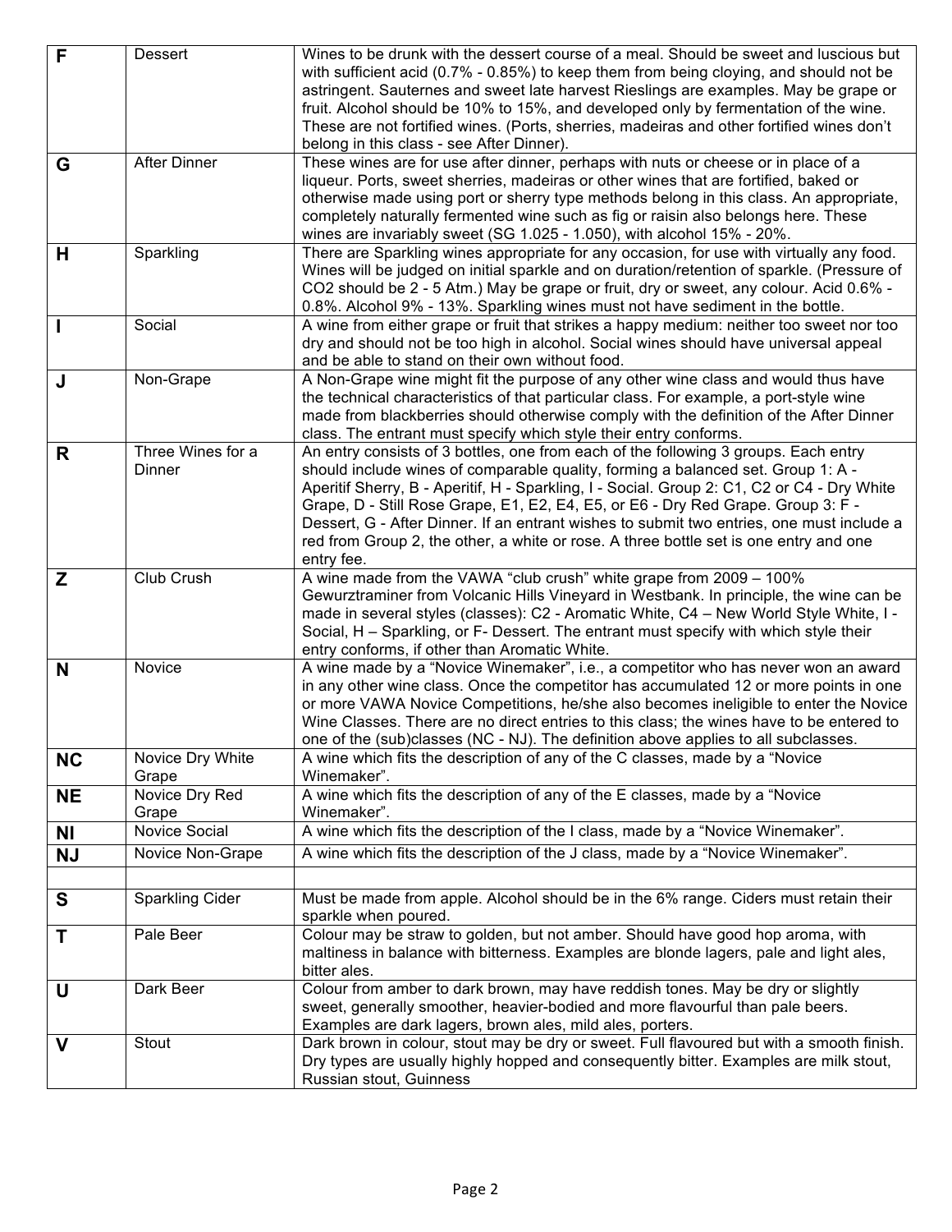| | | |
|---|---|---|
| **F** | Dessert | Wines to be drunk with the dessert course of a meal. Should be sweet and luscious but with sufficient acid (0.7% - 0.85%) to keep them from being cloying, and should not be astringent. Sauternes and sweet late harvest Rieslings are examples. May be grape or fruit. Alcohol should be 10% to 15%, and developed only by fermentation of the wine. These are not fortified wines. (Ports, sherries, madeiras and other fortified wines don't belong in this class - see After Dinner). |
| **G** | After Dinner | These wines are for use after dinner, perhaps with nuts or cheese or in place of a liqueur. Ports, sweet sherries, madeiras or other wines that are fortified, baked or otherwise made using port or sherry type methods belong in this class. An appropriate, completely naturally fermented wine such as fig or raisin also belongs here. These wines are invariably sweet (SG 1.025 - 1.050), with alcohol 15% - 20%. |
| **H** | Sparkling | There are Sparkling wines appropriate for any occasion, for use with virtually any food. Wines will be judged on initial sparkle and on duration/retention of sparkle. (Pressure of $CO_2$ should be 2 - 5 Atm.) May be grape or fruit, dry or sweet, any colour. Acid 0.6% - 0.8%. Alcohol 9% - 13%. Sparkling wines must not have sediment in the bottle. |
| **I** | Social | A wine from either grape or fruit that strikes a happy medium: neither too sweet nor too dry and should not be too high in alcohol. Social wines should have universal appeal and be able to stand on their own without food. |
| **J** | Non-Grape | A Non-Grape wine might fit the purpose of any other wine class and would thus have the technical characteristics of that particular class. For example, a port-style wine made from blackberries should otherwise comply with the definition of the After Dinner class. The entrant must specify which style their entry conforms. |
| **R** | Three Wines for a Dinner | An entry consists of 3 bottles, one from each of the following 3 groups. Each entry should include wines of comparable quality, forming a balanced set. Group 1: A - Aperitif Sherry, B - Aperitif, H - Sparkling, I - Social. Group 2: C1, C2 or C4 - Dry White Grape, D - Still Rose Grape, E1, E2, E4, E5, or E6 - Dry Red Grape. Group 3: F - Dessert, G - After Dinner. If an entrant wishes to submit two entries, one must include a red from Group 2, the other, a white or rose. A three bottle set is one entry and one entry fee. |
| **Z** | Club Crush | A wine made from the VAWA "club crush" white grape from 2009 – 100% Gewurztraminer from Volcanic Hills Vineyard in Westbank. In principle, the wine can be made in several styles (classes): C2 - Aromatic White, C4 – New World Style White, I - Social, H – Sparkling, or F- Dessert. The entrant must specify with which style their entry conforms, if other than Aromatic White. |
| **N** | Novice | A wine made by a "Novice Winemaker", i.e., a competitor who has never won an award in any other wine class. Once the competitor has accumulated 12 or more points in one or more VAWA Novice Competitions, he/she also becomes ineligible to enter the Novice Wine Classes. There are no direct entries to this class; the wines have to be entered to one of the (sub)classes (NC - NJ). The definition above applies to all subclasses. |
| **NC** | Novice Dry White Grape | A wine which fits the description of any of the C classes, made by a "Novice Winemaker". |
| **NE** | Novice Dry Red Grape | A wine which fits the description of any of the E classes, made by a "Novice Winemaker". |
| **NI** | Novice Social | A wine which fits the description of the I class, made by a "Novice Winemaker". |
| **NJ** | Novice Non-Grape | A wine which fits the description of the J class, made by a "Novice Winemaker". |
| | | |
| **S** | Sparkling Cider | Must be made from apple. Alcohol should be in the 6% range. Ciders must retain their sparkle when poured. |
| **T** | Pale Beer | Colour may be straw to golden, but not amber. Should have good hop aroma, with maltiness in balance with bitterness. Examples are blonde lagers, pale and light ales, bitter ales. |
| **U** | Dark Beer | Colour from amber to dark brown, may have reddish tones. May be dry or slightly sweet, generally smoother, heavier-bodied and more flavourful than pale beers. Examples are dark lagers, brown ales, mild ales, porters. |
| **V** | Stout | Dark brown in colour, stout may be dry or sweet. Full flavoured but with a smooth finish. Dry types are usually highly hopped and consequently bitter. Examples are milk stout, Russian stout, Guinness |